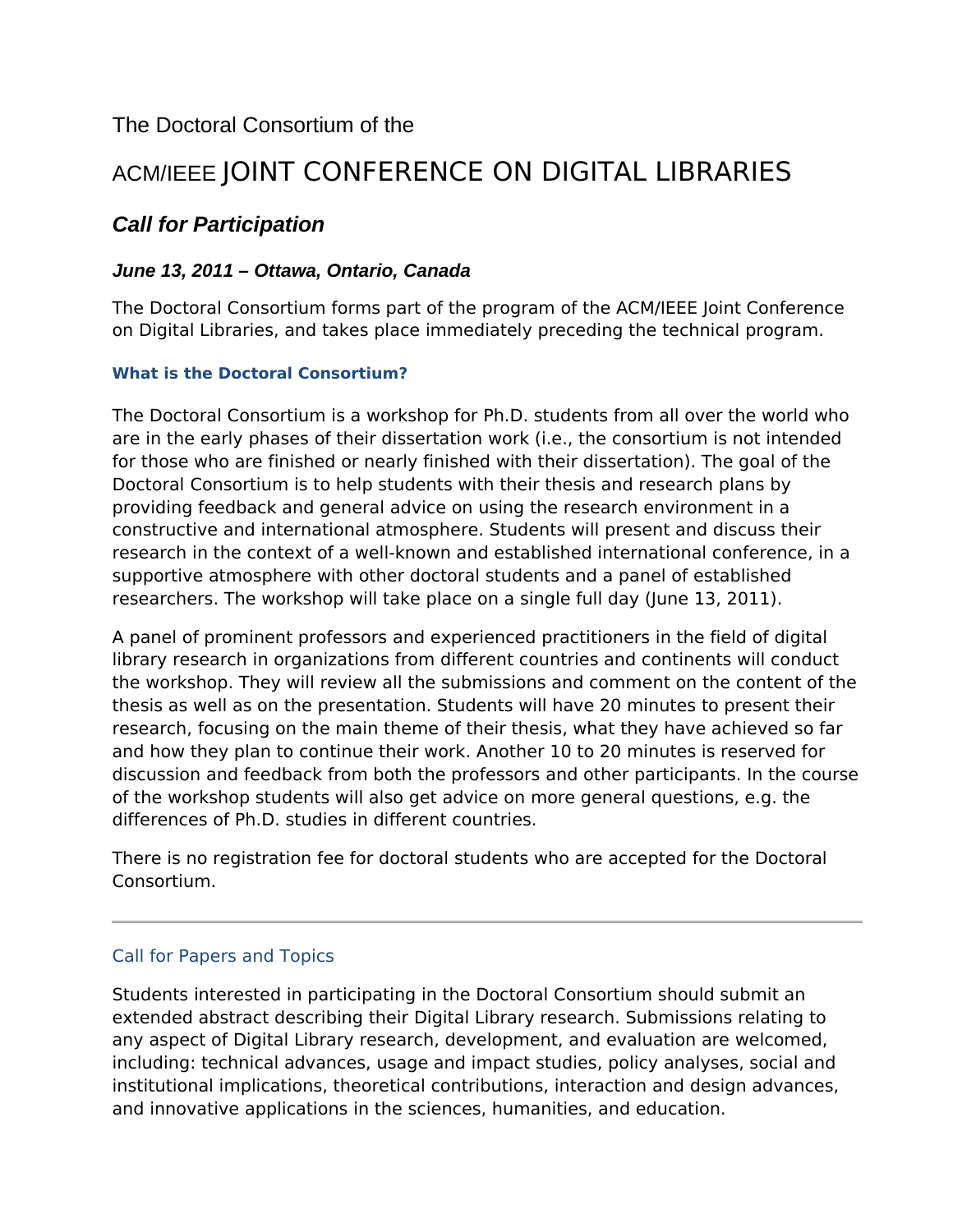The Doctoral Consortium of the

# ACM/IEEE JOINT CONFERENCE ON DIGITAL LIBRARIES

## *Call for Participation*

### *June 13, 2011 – Ottawa, Ontario, Canada*

The Doctoral Consortium forms part of the program of the ACM/IEEE Joint Conference on Digital Libraries, and takes place immediately preceding the technical program.

#### What is the Doctoral Consortium?

The Doctoral Consortium is a workshop for Ph.D. students from all over the world who are in the early phases of their dissertation work (i.e., the consortium is not intended for those who are finished or nearly finished with their dissertation). The goal of the Doctoral Consortium is to help students with their thesis and research plans by providing feedback and general advice on using the research environment in a constructive and international atmosphere. Students will present and discuss their research in the context of a well-known and established international conference, in a supportive atmosphere with other doctoral students and a panel of established researchers. The workshop will take place on a single full day (June 13, 2011).

A panel of prominent professors and experienced practitioners in the field of digital library research in organizations from different countries and continents will conduct the workshop. They will review all the submissions and comment on the content of the thesis as well as on the presentation. Students will have 20 minutes to present their research, focusing on the main theme of their thesis, what they have achieved so far and how they plan to continue their work. Another 10 to 20 minutes is reserved for discussion and feedback from both the professors and other participants. In the course of the workshop students will also get advice on more general questions, e.g. the differences of Ph.D. studies in different countries.

There is no registration fee for doctoral students who are accepted for the Doctoral Consortium.

---

#### Call for Papers and Topics

Students interested in participating in the Doctoral Consortium should submit an extended abstract describing their Digital Library research. Submissions relating to any aspect of Digital Library research, development, and evaluation are welcomed, including: technical advances, usage and impact studies, policy analyses, social and institutional implications, theoretical contributions, interaction and design advances, and innovative applications in the sciences, humanities, and education.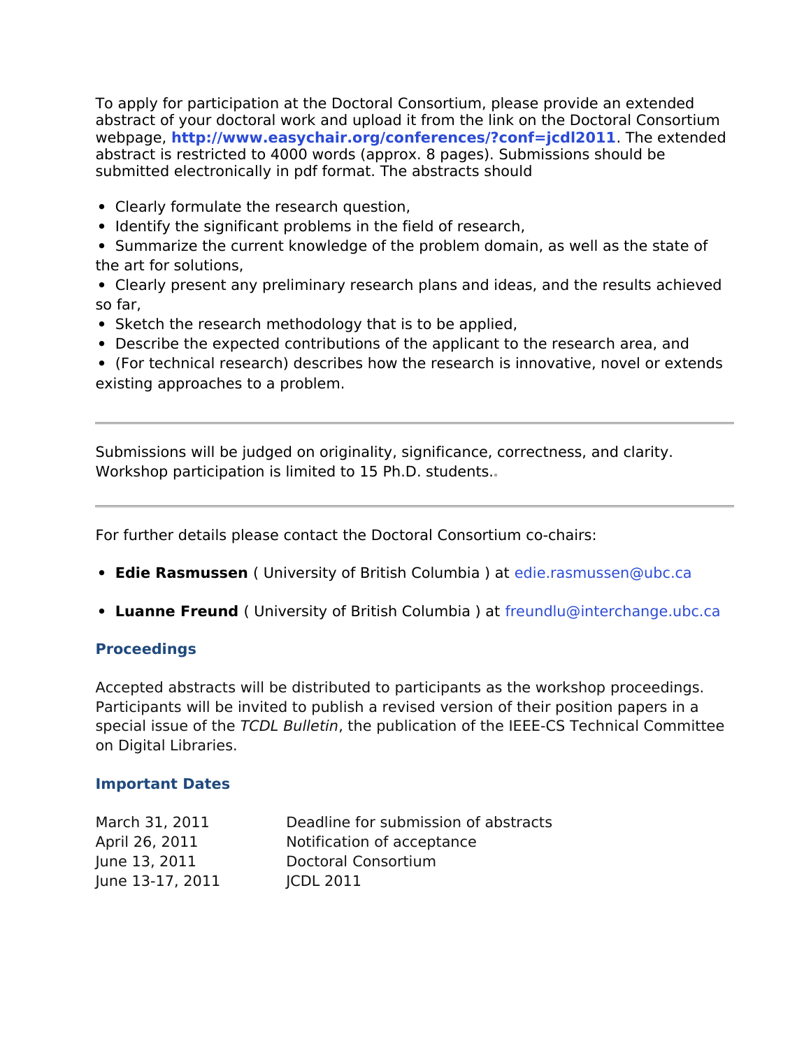To apply for participation at the Doctoral Consortium, please provide an extended abstract of your doctoral work and upload it from the link on the Doctoral Consortium webpage, **http://www.easychair.org/conferences/?conf=jcdl2011**. The extended abstract is restricted to 4000 words (approx. 8 pages). Submissions should be submitted electronically in pdf format. The abstracts should

- Clearly formulate the research question,
- Identify the significant problems in the field of research,
- Summarize the current knowledge of the problem domain, as well as the state of the art for solutions,
- Clearly present any preliminary research plans and ideas, and the results achieved so far,
- Sketch the research methodology that is to be applied,
- Describe the expected contributions of the applicant to the research area, and
- (For technical research) describes how the research is innovative, novel or extends existing approaches to a problem.

---

Submissions will be judged on originality, significance, correctness, and clarity. Workshop participation is limited to 15 Ph.D. students..

---

For further details please contact the Doctoral Consortium co-chairs:

- **Edie Rasmussen** ( University of British Columbia ) at edie.rasmussen@ubc.ca
- **Luanne Freund** ( University of British Columbia ) at freundlu@interchange.ubc.ca

### Proceedings

Accepted abstracts will be distributed to participants as the workshop proceedings. Participants will be invited to publish a revised version of their position papers in a special issue of the *TCDL Bulletin*, the publication of the IEEE-CS Technical Committee on Digital Libraries.

### Important Dates

| | |
|---|---|
| March 31, 2011 | Deadline for submission of abstracts |
| April 26, 2011 | Notification of acceptance |
| June 13, 2011 | Doctoral Consortium |
| June 13-17, 2011 | JCDL 2011 |